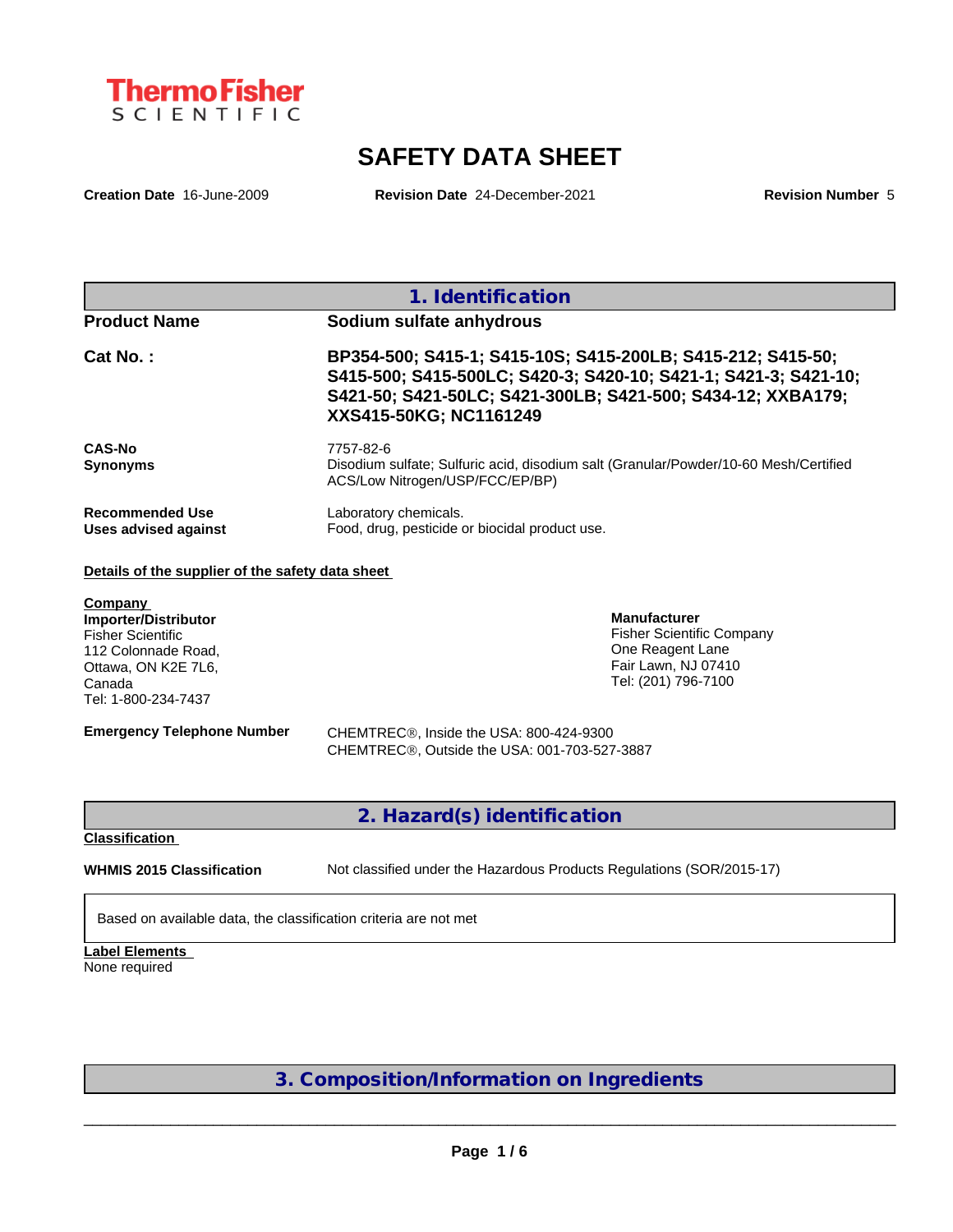ThermoFisher SCIENTIFIC

# SAFETY DATA SHEET

**Creation Date** 16-June-2009 **Revision Date** 24-December-2021 **Revision Number** 5

## 1. Identification

| | |
|---|---|
| **Product Name** | **Sodium sulfate anhydrous** |
| **Cat No. :** | **BP354-500; S415-1; S415-10S; S415-200LB; S415-212; S415-50; S415-500; S415-500LC; S420-3; S420-10; S421-1; S421-3; S421-10; S421-50; S421-50LC; S421-300LB; S421-500; S434-12; XXBA179; XXS415-50KG; NC1161249** |
| **CAS-No** | 7757-82-6 |
| **Synonyms** | Disodium sulfate; Sulfuric acid, disodium salt (Granular/Powder/10-60 Mesh/Certified ACS/Low Nitrogen/USP/FCC/EP/BP) |
| **Recommended Use** | Laboratory chemicals. |
| **Uses advised against** | Food, drug, pesticide or biocidal product use. |

**Details of the supplier of the safety data sheet**

**Company**
**Importer/Distributor**
Fisher Scientific
112 Colonnade Road,
Ottawa, ON K2E 7L6,
Canada
Tel: 1-800-234-7437

**Manufacturer**
Fisher Scientific Company
One Reagent Lane
Fair Lawn, NJ 07410
Tel: (201) 796-7100

**Emergency Telephone Number**
CHEMTREC®, Inside the USA: 800-424-9300
CHEMTREC®, Outside the USA: 001-703-527-3887

## 2. Hazard(s) identification

**Classification**

**WHMIS 2015 Classification** Not classified under the Hazardous Products Regulations (SOR/2015-17)

Based on available data, the classification criteria are not met

**Label Elements**
None required

## 3. Composition/Information on Ingredients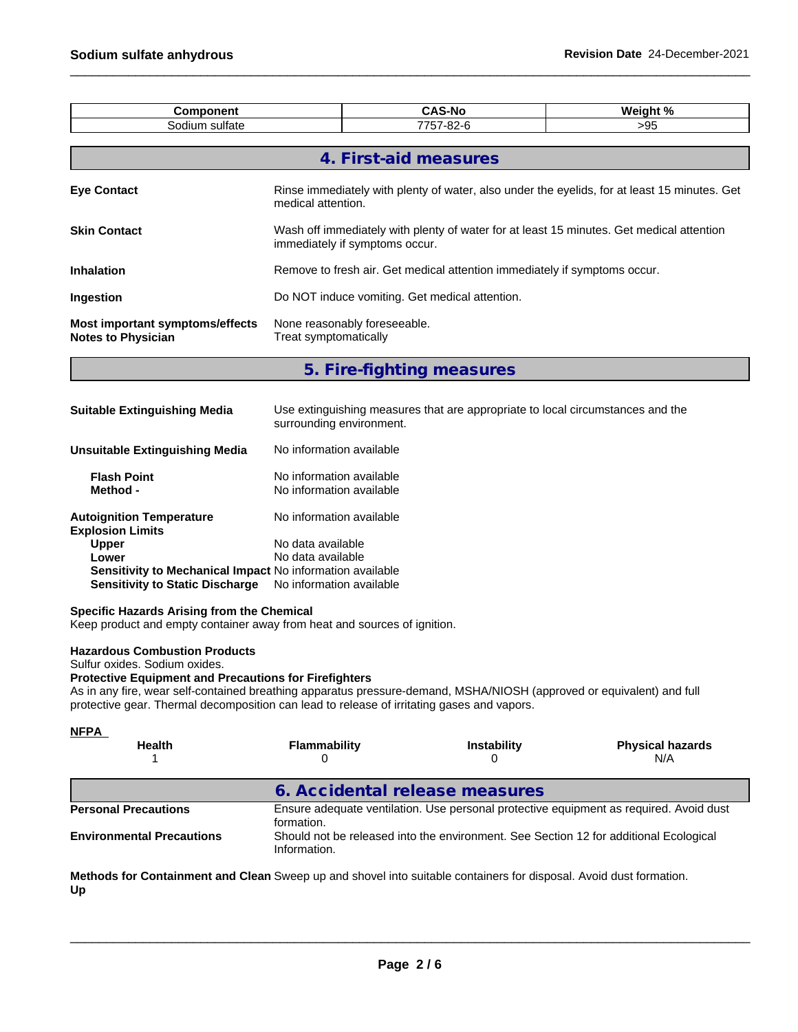| Component | CAS-No | Weight % |
|---|---|---|
| Sodium sulfate | 7757-82-6 | >95 |

## 4. First-aid measures

**Eye Contact** Rinse immediately with plenty of water, also under the eyelids, for at least 15 minutes. Get medical attention.

**Skin Contact** Wash off immediately with plenty of water for at least 15 minutes. Get medical attention immediately if symptoms occur.

**Inhalation** Remove to fresh air. Get medical attention immediately if symptoms occur.

**Ingestion** Do NOT induce vomiting. Get medical attention.

**Most important symptoms/effects** None reasonably foreseeable.
**Notes to Physician** Treat symptomatically

## 5. Fire-fighting measures

**Suitable Extinguishing Media** Use extinguishing measures that are appropriate to local circumstances and the surrounding environment.

**Unsuitable Extinguishing Media** No information available

**Flash Point** No information available
**Method -** No information available

**Autoignition Temperature** No information available
**Explosion Limits**
**Upper** No data available
**Lower** No data available
**Sensitivity to Mechanical Impact** No information available
**Sensitivity to Static Discharge** No information available

**Specific Hazards Arising from the Chemical**
Keep product and empty container away from heat and sources of ignition.

**Hazardous Combustion Products**
Sulfur oxides. Sodium oxides.
**Protective Equipment and Precautions for Firefighters**
As in any fire, wear self-contained breathing apparatus pressure-demand, MSHA/NIOSH (approved or equivalent) and full protective gear. Thermal decomposition can lead to release of irritating gases and vapors.

**NFPA**

| Health | Flammability | Instability | Physical hazards |
|---|---|---|---|
| 1 | 0 | 0 | N/A |

## 6. Accidental release measures

**Personal Precautions** Ensure adequate ventilation. Use personal protective equipment as required. Avoid dust formation.
**Environmental Precautions** Should not be released into the environment. See Section 12 for additional Ecological Information.

**Methods for Containment and Clean Up** Sweep up and shovel into suitable containers for disposal. Avoid dust formation.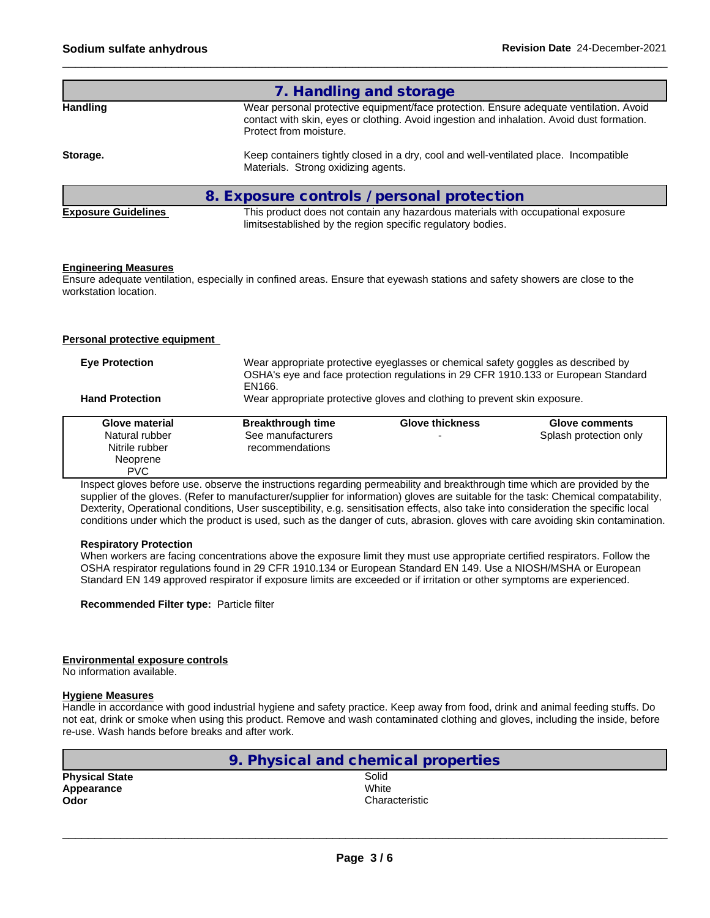## 7. Handling and storage

**Handling** Wear personal protective equipment/face protection. Ensure adequate ventilation. Avoid contact with skin, eyes or clothing. Avoid ingestion and inhalation. Avoid dust formation. Protect from moisture.

**Storage.** Keep containers tightly closed in a dry, cool and well-ventilated place. Incompatible Materials. Strong oxidizing agents.

## 8. Exposure controls / personal protection

**Exposure Guidelines** This product does not contain any hazardous materials with occupational exposure limitsestablished by the region specific regulatory bodies.

**Engineering Measures**

Ensure adequate ventilation, especially in confined areas. Ensure that eyewash stations and safety showers are close to the workstation location.

**Personal protective equipment**

**Eye Protection** Wear appropriate protective eyeglasses or chemical safety goggles as described by OSHA's eye and face protection regulations in 29 CFR 1910.133 or European Standard EN166.

**Hand Protection** Wear appropriate protective gloves and clothing to prevent skin exposure.

| Glove material | Breakthrough time | Glove thickness | Glove comments |
|---|---|---|---|
| Natural rubber<br>Nitrile rubber<br>Neoprene<br>PVC | See manufacturers recommendations | - | Splash protection only |

Inspect gloves before use. observe the instructions regarding permeability and breakthrough time which are provided by the supplier of the gloves. (Refer to manufacturer/supplier for information) gloves are suitable for the task: Chemical compatability, Dexterity, Operational conditions, User susceptibility, e.g. sensitisation effects, also take into consideration the specific local conditions under which the product is used, such as the danger of cuts, abrasion. gloves with care avoiding skin contamination.

**Respiratory Protection**

When workers are facing concentrations above the exposure limit they must use appropriate certified respirators. Follow the OSHA respirator regulations found in 29 CFR 1910.134 or European Standard EN 149. Use a NIOSH/MSHA or European Standard EN 149 approved respirator if exposure limits are exceeded or if irritation or other symptoms are experienced.

**Recommended Filter type:** Particle filter

**Environmental exposure controls**

No information available.

**Hygiene Measures**

Handle in accordance with good industrial hygiene and safety practice. Keep away from food, drink and animal feeding stuffs. Do not eat, drink or smoke when using this product. Remove and wash contaminated clothing and gloves, including the inside, before re-use. Wash hands before breaks and after work.

## 9. Physical and chemical properties

| | |
|---|---|
| **Physical State** | Solid |
| **Appearance** | White |
| **Odor** | Characteristic |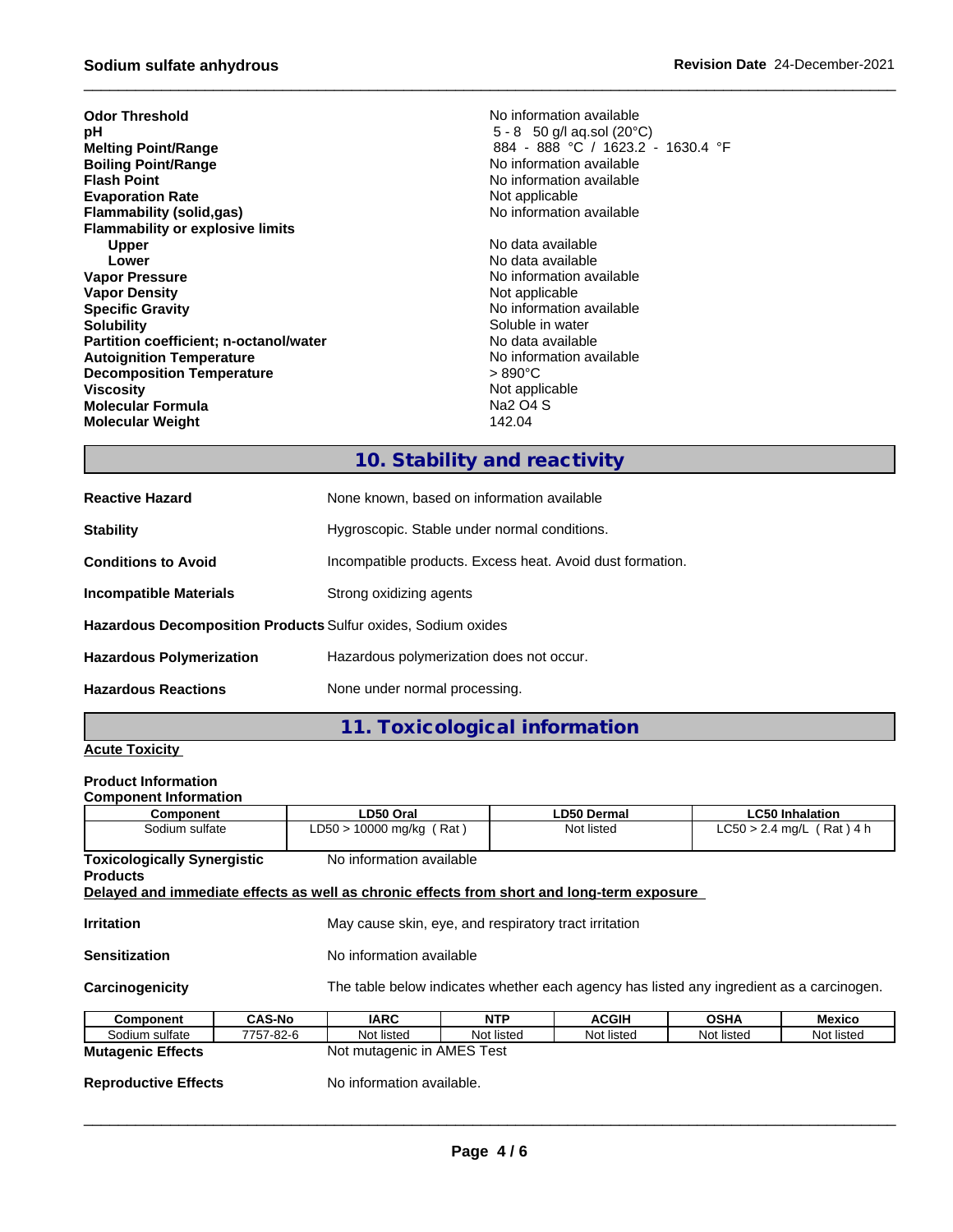| | |
|---|---|
| **Odor Threshold** | No information available |
| **pH** | 5 - 8 50 g/l aq.sol (20°C) |
| **Melting Point/Range** | 884 - 888 °C / 1623.2 - 1630.4 °F |
| **Boiling Point/Range** | No information available |
| **Flash Point** | No information available |
| **Evaporation Rate** | Not applicable |
| **Flammability (solid,gas)** | No information available |
| **Flammability or explosive limits** | |
| **Upper** | No data available |
| **Lower** | No data available |
| **Vapor Pressure** | No information available |
| **Vapor Density** | Not applicable |
| **Specific Gravity** | No information available |
| **Solubility** | Soluble in water |
| **Partition coefficient; n-octanol/water** | No data available |
| **Autoignition Temperature** | No information available |
| **Decomposition Temperature** | > 890°C |
| **Viscosity** | Not applicable |
| **Molecular Formula** | Na2 O4 S |
| **Molecular Weight** | 142.04 |

## 10. Stability and reactivity

| | |
|---|---|
| **Reactive Hazard** | None known, based on information available |
| **Stability** | Hygroscopic. Stable under normal conditions. |
| **Conditions to Avoid** | Incompatible products. Excess heat. Avoid dust formation. |
| **Incompatible Materials** | Strong oxidizing agents |
| **Hazardous Decomposition Products** | Sulfur oxides, Sodium oxides |
| **Hazardous Polymerization** | Hazardous polymerization does not occur. |
| **Hazardous Reactions** | None under normal processing. |

## 11. Toxicological information

**Acute Toxicity**

**Product Information**

**Component Information**

| Component | LD50 Oral | LD50 Dermal | LC50 Inhalation |
|---|---|---|---|
| Sodium sulfate | LD50 > 10000 mg/kg ( Rat ) | Not listed | LC50 > 2.4 mg/L ( Rat ) 4 h |

**Toxicologically Synergistic Products** No information available

**Delayed and immediate effects as well as chronic effects from short and long-term exposure**

| | |
|---|---|
| **Irritation** | May cause skin, eye, and respiratory tract irritation |
| **Sensitization** | No information available |
| **Carcinogenicity** | The table below indicates whether each agency has listed any ingredient as a carcinogen. |

| Component | CAS-No | IARC | NTP | ACGIH | OSHA | Mexico |
|---|---|---|---|---|---|---|
| Sodium sulfate | 7757-82-6 | Not listed | Not listed | Not listed | Not listed | Not listed |

| | |
|---|---|
| **Mutagenic Effects** | Not mutagenic in AMES Test |
| **Reproductive Effects** | No information available. |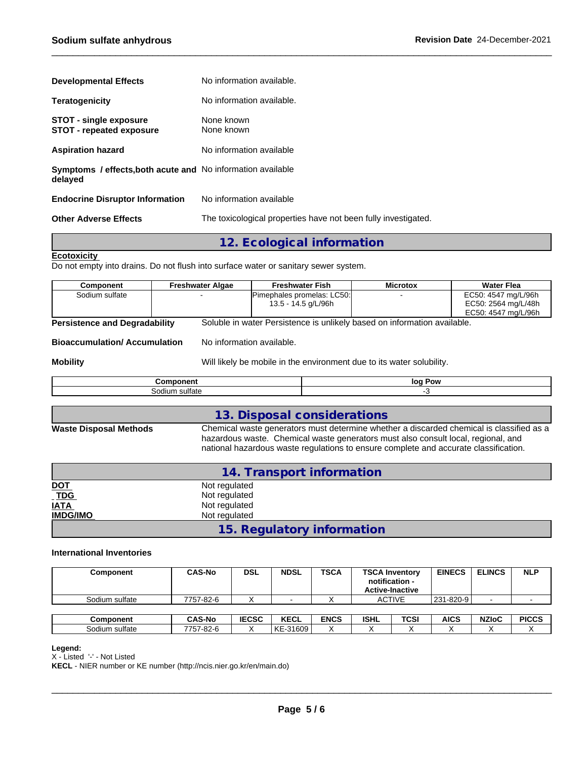| | |
|---|---|
| **Developmental Effects** | No information available. |
| **Teratogenicity** | No information available. |
| **STOT - single exposure** | None known |
| **STOT - repeated exposure** | None known |
| **Aspiration hazard** | No information available |
| **Symptoms / effects,both acute and delayed** | No information available |
| **Endocrine Disruptor Information** | No information available |
| **Other Adverse Effects** | The toxicological properties have not been fully investigated. |

## 12. Ecological information

**Ecotoxicity**

Do not empty into drains. Do not flush into surface water or sanitary sewer system.

| Component | Freshwater Algae | Freshwater Fish | Microtox | Water Flea |
|---|---|---|---|---|
| Sodium sulfate | - | Pimephales promelas: LC50: 13.5 - 14.5 g/L/96h | - | EC50: 4547 mg/L/96h<br>EC50: 2564 mg/L/48h<br>EC50: 4547 mg/L/96h |

**Persistence and Degradability** Soluble in water Persistence is unlikely based on information available.

**Bioaccumulation/ Accumulation** No information available.

**Mobility** Will likely be mobile in the environment due to its water solubility.

| Component | log Pow |
|---|---|
| Sodium sulfate | -3 |

## 13. Disposal considerations

**Waste Disposal Methods** Chemical waste generators must determine whether a discarded chemical is classified as a hazardous waste. Chemical waste generators must also consult local, regional, and national hazardous waste regulations to ensure complete and accurate classification.

## 14. Transport information

| | |
|---|---|
| **DOT** | Not regulated |
| **TDG** | Not regulated |
| **IATA** | Not regulated |
| **IMDG/IMO** | Not regulated |

## 15. Regulatory information

**International Inventories**

| Component | CAS-No | DSL | NDSL | TSCA | TSCA Inventory notification - Active-Inactive | EINECS | ELINCS | NLP |
|---|---|---|---|---|---|---|---|---|
| Sodium sulfate | 7757-82-6 | X | - | X | ACTIVE | 231-820-9 | - | - |

| Component | CAS-No | IECSC | KECL | ENCS | ISHL | TCSI | AICS | NZIoC | PICCS |
|---|---|---|---|---|---|---|---|---|---|
| Sodium sulfate | 7757-82-6 | X | KE-31609 | X | X | X | X | X | X |

**Legend:**

X - Listed '-' - Not Listed

**KECL** - NIER number or KE number (http://ncis.nier.go.kr/en/main.do)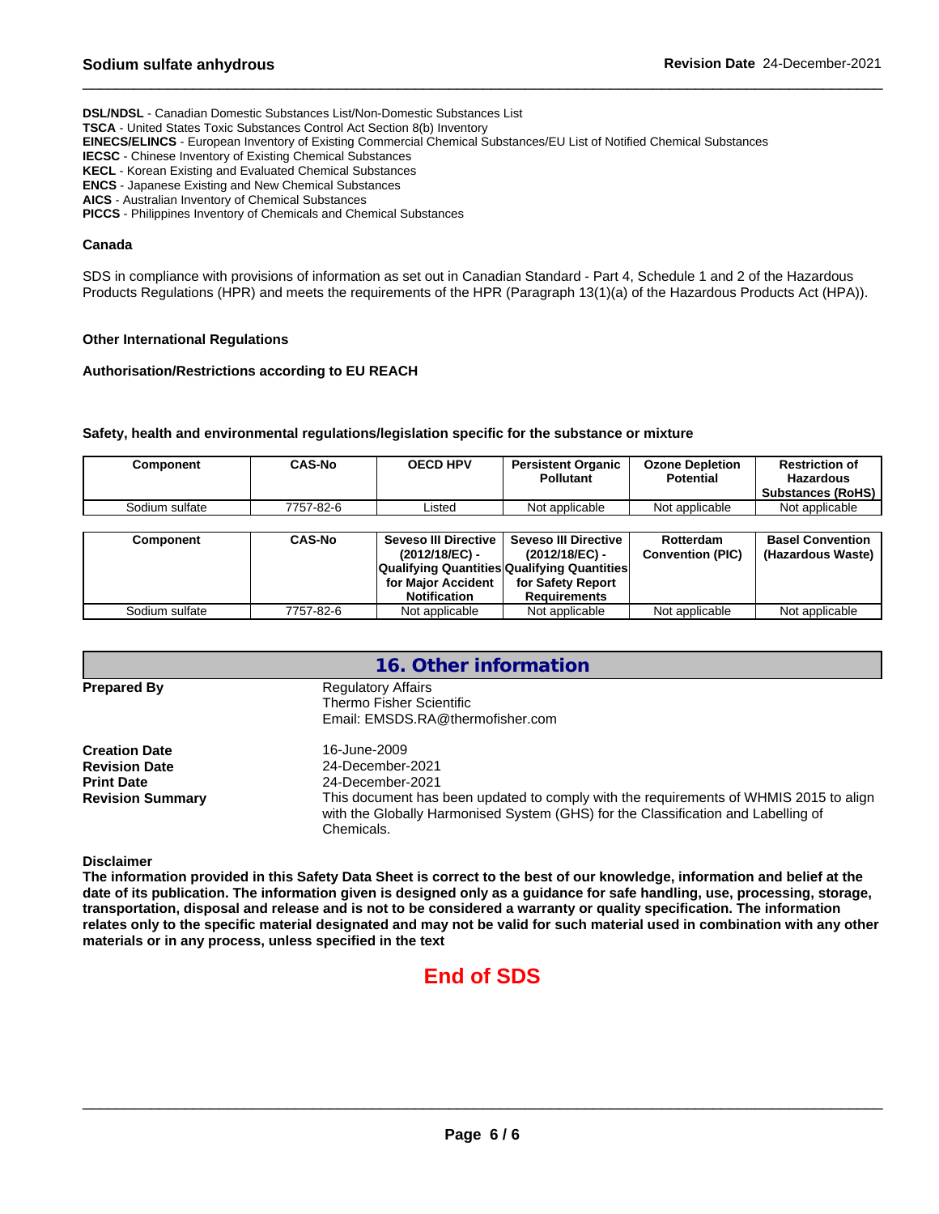**DSL/NDSL** - Canadian Domestic Substances List/Non-Domestic Substances List
**TSCA** - United States Toxic Substances Control Act Section 8(b) Inventory
**EINECS/ELINCS** - European Inventory of Existing Commercial Chemical Substances/EU List of Notified Chemical Substances
**IECSC** - Chinese Inventory of Existing Chemical Substances
**KECL** - Korean Existing and Evaluated Chemical Substances
**ENCS** - Japanese Existing and New Chemical Substances
**AICS** - Australian Inventory of Chemical Substances
**PICCS** - Philippines Inventory of Chemicals and Chemical Substances

**Canada**

SDS in compliance with provisions of information as set out in Canadian Standard - Part 4, Schedule 1 and 2 of the Hazardous Products Regulations (HPR) and meets the requirements of the HPR (Paragraph 13(1)(a) of the Hazardous Products Act (HPA)).

**Other International Regulations**

**Authorisation/Restrictions according to EU REACH**

**Safety, health and environmental regulations/legislation specific for the substance or mixture**

| Component | CAS-No | OECD HPV | Persistent Organic Pollutant | Ozone Depletion Potential | Restriction of Hazardous Substances (RoHS) |
|---|---|---|---|---|---|
| Sodium sulfate | 7757-82-6 | Listed | Not applicable | Not applicable | Not applicable |

| Component | CAS-No | Seveso III Directive (2012/18/EC) - Qualifying Quantities for Major Accident Notification | Seveso III Directive (2012/18/EC) - Qualifying Quantities for Safety Report Requirements | Rotterdam Convention (PIC) | Basel Convention (Hazardous Waste) |
|---|---|---|---|---|---|
| Sodium sulfate | 7757-82-6 | Not applicable | Not applicable | Not applicable | Not applicable |

## 16. Other information

**Prepared By**
Regulatory Affairs
Thermo Fisher Scientific
Email: EMSDS.RA@thermofisher.com

**Creation Date** 16-June-2009
**Revision Date** 24-December-2021
**Print Date** 24-December-2021
**Revision Summary** This document has been updated to comply with the requirements of WHMIS 2015 to align with the Globally Harmonised System (GHS) for the Classification and Labelling of Chemicals.

**Disclaimer**
**The information provided in this Safety Data Sheet is correct to the best of our knowledge, information and belief at the date of its publication. The information given is designed only as a guidance for safe handling, use, processing, storage, transportation, disposal and release and is not to be considered a warranty or quality specification. The information relates only to the specific material designated and may not be valid for such material used in combination with any other materials or in any process, unless specified in the text**

**End of SDS**